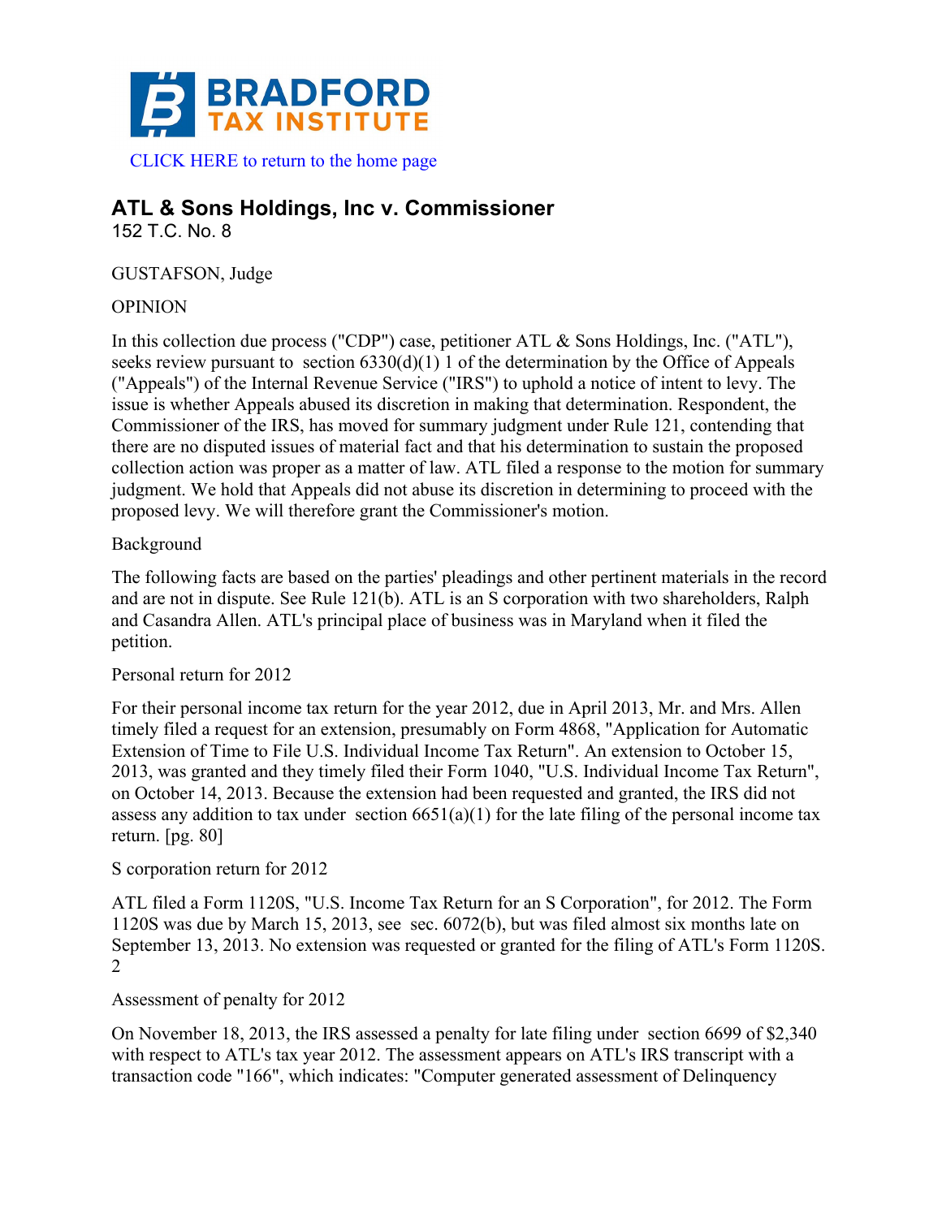**BRADFORD TAX INSTITUTE**

CLICK HERE to return to the home page

## ATL & Sons Holdings, Inc v. Commissioner

152 T.C. No. 8

GUSTAFSON, Judge

OPINION

In this collection due process ("CDP") case, petitioner ATL & Sons Holdings, Inc. ("ATL"), seeks review pursuant to section 6330(d)(1) [1] of the determination by the Office of Appeals ("Appeals") of the Internal Revenue Service ("IRS") to uphold a notice of intent to levy. The issue is whether Appeals abused its discretion in making that determination. Respondent, the Commissioner of the IRS, has moved for summary judgment under Rule 121, contending that there are no disputed issues of material fact and that his determination to sustain the proposed collection action was proper as a matter of law. ATL filed a response to the motion for summary judgment. We hold that Appeals did not abuse its discretion in determining to proceed with the proposed levy. We will therefore grant the Commissioner's motion.

Background

The following facts are based on the parties' pleadings and other pertinent materials in the record and are not in dispute. See Rule 121(b). ATL is an S corporation with two shareholders, Ralph and Casandra Allen. ATL's principal place of business was in Maryland when it filed the petition.

Personal return for 2012

For their personal income tax return for the year 2012, due in April 2013, Mr. and Mrs. Allen timely filed a request for an extension, presumably on Form 4868, "Application for Automatic Extension of Time to File U.S. Individual Income Tax Return". An extension to October 15, 2013, was granted and they timely filed their Form 1040, "U.S. Individual Income Tax Return", on October 14, 2013. Because the extension had been requested and granted, the IRS did not assess any addition to tax under section 6651(a)(1) for the late filing of the personal income tax return. [pg. 80]

S corporation return for 2012

ATL filed a Form 1120S, "U.S. Income Tax Return for an S Corporation", for 2012. The Form 1120S was due by March 15, 2013, see sec. 6072(b), but was filed almost six months late on September 13, 2013. No extension was requested or granted for the filing of ATL's Form 1120S. [2]

Assessment of penalty for 2012

On November 18, 2013, the IRS assessed a penalty for late filing under section 6699 of $2,340 with respect to ATL's tax year 2012. The assessment appears on ATL's IRS transcript with a transaction code "166", which indicates: "Computer generated assessment of Delinquency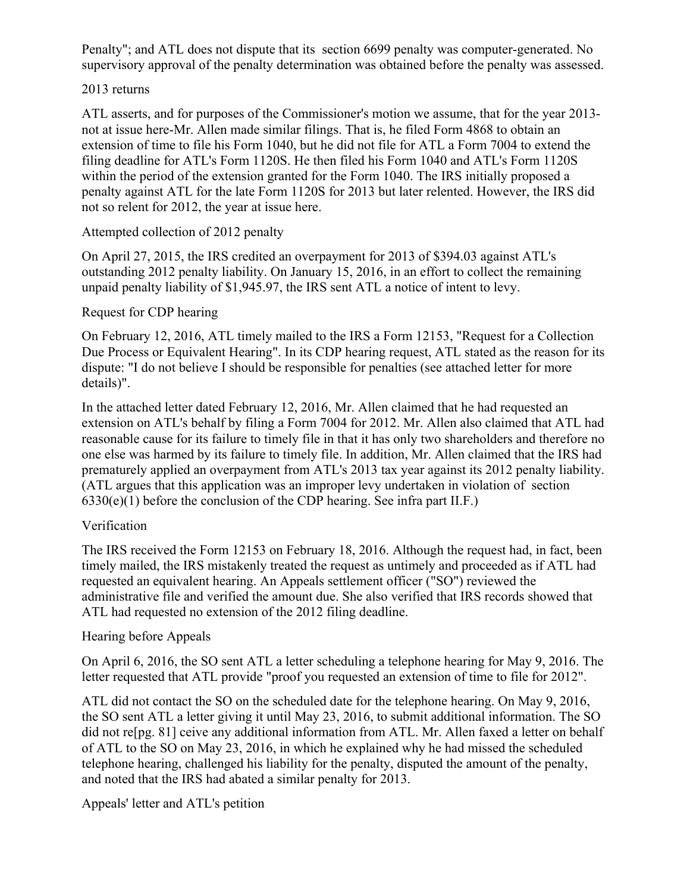Penalty"; and ATL does not dispute that its section 6699 penalty was computer-generated. No supervisory approval of the penalty determination was obtained before the penalty was assessed.

2013 returns

ATL asserts, and for purposes of the Commissioner's motion we assume, that for the year 2013-not at issue here-Mr. Allen made similar filings. That is, he filed Form 4868 to obtain an extension of time to file his Form 1040, but he did not file for ATL a Form 7004 to extend the filing deadline for ATL's Form 1120S. He then filed his Form 1040 and ATL's Form 1120S within the period of the extension granted for the Form 1040. The IRS initially proposed a penalty against ATL for the late Form 1120S for 2013 but later relented. However, the IRS did not so relent for 2012, the year at issue here.

Attempted collection of 2012 penalty

On April 27, 2015, the IRS credited an overpayment for 2013 of $394.03 against ATL's outstanding 2012 penalty liability. On January 15, 2016, in an effort to collect the remaining unpaid penalty liability of $1,945.97, the IRS sent ATL a notice of intent to levy.

Request for CDP hearing

On February 12, 2016, ATL timely mailed to the IRS a Form 12153, "Request for a Collection Due Process or Equivalent Hearing". In its CDP hearing request, ATL stated as the reason for its dispute: "I do not believe I should be responsible for penalties (see attached letter for more details)".

In the attached letter dated February 12, 2016, Mr. Allen claimed that he had requested an extension on ATL's behalf by filing a Form 7004 for 2012. Mr. Allen also claimed that ATL had reasonable cause for its failure to timely file in that it has only two shareholders and therefore no one else was harmed by its failure to timely file. In addition, Mr. Allen claimed that the IRS had prematurely applied an overpayment from ATL's 2013 tax year against its 2012 penalty liability. (ATL argues that this application was an improper levy undertaken in violation of section 6330(e)(1) before the conclusion of the CDP hearing. See infra part II.F.)

Verification

The IRS received the Form 12153 on February 18, 2016. Although the request had, in fact, been timely mailed, the IRS mistakenly treated the request as untimely and proceeded as if ATL had requested an equivalent hearing. An Appeals settlement officer ("SO") reviewed the administrative file and verified the amount due. She also verified that IRS records showed that ATL had requested no extension of the 2012 filing deadline.

Hearing before Appeals

On April 6, 2016, the SO sent ATL a letter scheduling a telephone hearing for May 9, 2016. The letter requested that ATL provide "proof you requested an extension of time to file for 2012".

ATL did not contact the SO on the scheduled date for the telephone hearing. On May 9, 2016, the SO sent ATL a letter giving it until May 23, 2016, to submit additional information. The SO did not re[pg. 81] ceive any additional information from ATL. Mr. Allen faxed a letter on behalf of ATL to the SO on May 23, 2016, in which he explained why he had missed the scheduled telephone hearing, challenged his liability for the penalty, disputed the amount of the penalty, and noted that the IRS had abated a similar penalty for 2013.

Appeals' letter and ATL's petition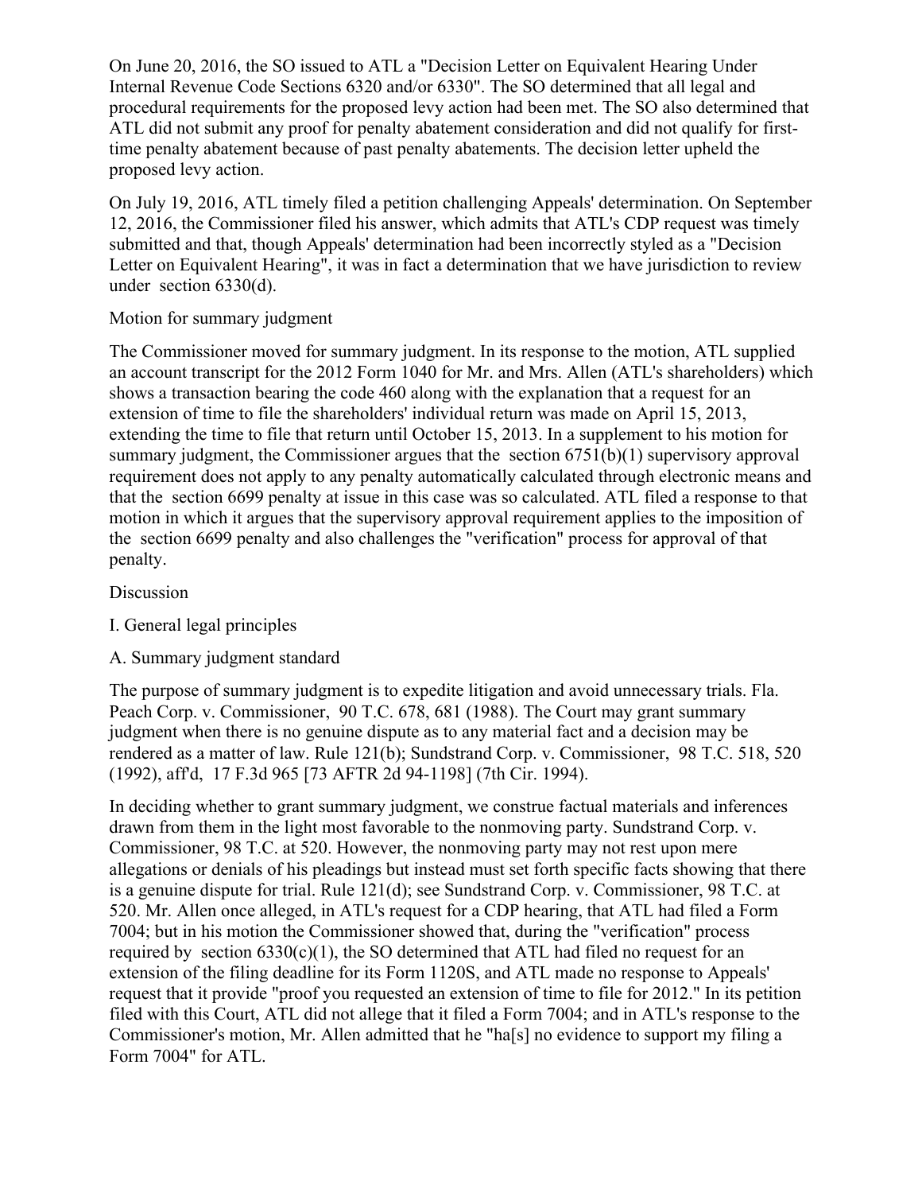On June 20, 2016, the SO issued to ATL a "Decision Letter on Equivalent Hearing Under Internal Revenue Code Sections 6320 and/or 6330". The SO determined that all legal and procedural requirements for the proposed levy action had been met. The SO also determined that ATL did not submit any proof for penalty abatement consideration and did not qualify for first-time penalty abatement because of past penalty abatements. The decision letter upheld the proposed levy action.

On July 19, 2016, ATL timely filed a petition challenging Appeals' determination. On September 12, 2016, the Commissioner filed his answer, which admits that ATL's CDP request was timely submitted and that, though Appeals' determination had been incorrectly styled as a "Decision Letter on Equivalent Hearing", it was in fact a determination that we have jurisdiction to review under section 6330(d).

Motion for summary judgment

The Commissioner moved for summary judgment. In its response to the motion, ATL supplied an account transcript for the 2012 Form 1040 for Mr. and Mrs. Allen (ATL's shareholders) which shows a transaction bearing the code 460 along with the explanation that a request for an extension of time to file the shareholders' individual return was made on April 15, 2013, extending the time to file that return until October 15, 2013. In a supplement to his motion for summary judgment, the Commissioner argues that the section 6751(b)(1) supervisory approval requirement does not apply to any penalty automatically calculated through electronic means and that the section 6699 penalty at issue in this case was so calculated. ATL filed a response to that motion in which it argues that the supervisory approval requirement applies to the imposition of the section 6699 penalty and also challenges the "verification" process for approval of that penalty.

Discussion

I. General legal principles

A. Summary judgment standard

The purpose of summary judgment is to expedite litigation and avoid unnecessary trials. Fla. Peach Corp. v. Commissioner, 90 T.C. 678, 681 (1988). The Court may grant summary judgment when there is no genuine dispute as to any material fact and a decision may be rendered as a matter of law. Rule 121(b); Sundstrand Corp. v. Commissioner, 98 T.C. 518, 520 (1992), aff'd, 17 F.3d 965 [73 AFTR 2d 94-1198] (7th Cir. 1994).

In deciding whether to grant summary judgment, we construe factual materials and inferences drawn from them in the light most favorable to the nonmoving party. Sundstrand Corp. v. Commissioner, 98 T.C. at 520. However, the nonmoving party may not rest upon mere allegations or denials of his pleadings but instead must set forth specific facts showing that there is a genuine dispute for trial. Rule 121(d); see Sundstrand Corp. v. Commissioner, 98 T.C. at 520. Mr. Allen once alleged, in ATL's request for a CDP hearing, that ATL had filed a Form 7004; but in his motion the Commissioner showed that, during the "verification" process required by section 6330(c)(1), the SO determined that ATL had filed no request for an extension of the filing deadline for its Form 1120S, and ATL made no response to Appeals' request that it provide "proof you requested an extension of time to file for 2012." In its petition filed with this Court, ATL did not allege that it filed a Form 7004; and in ATL's response to the Commissioner's motion, Mr. Allen admitted that he "ha[s] no evidence to support my filing a Form 7004" for ATL.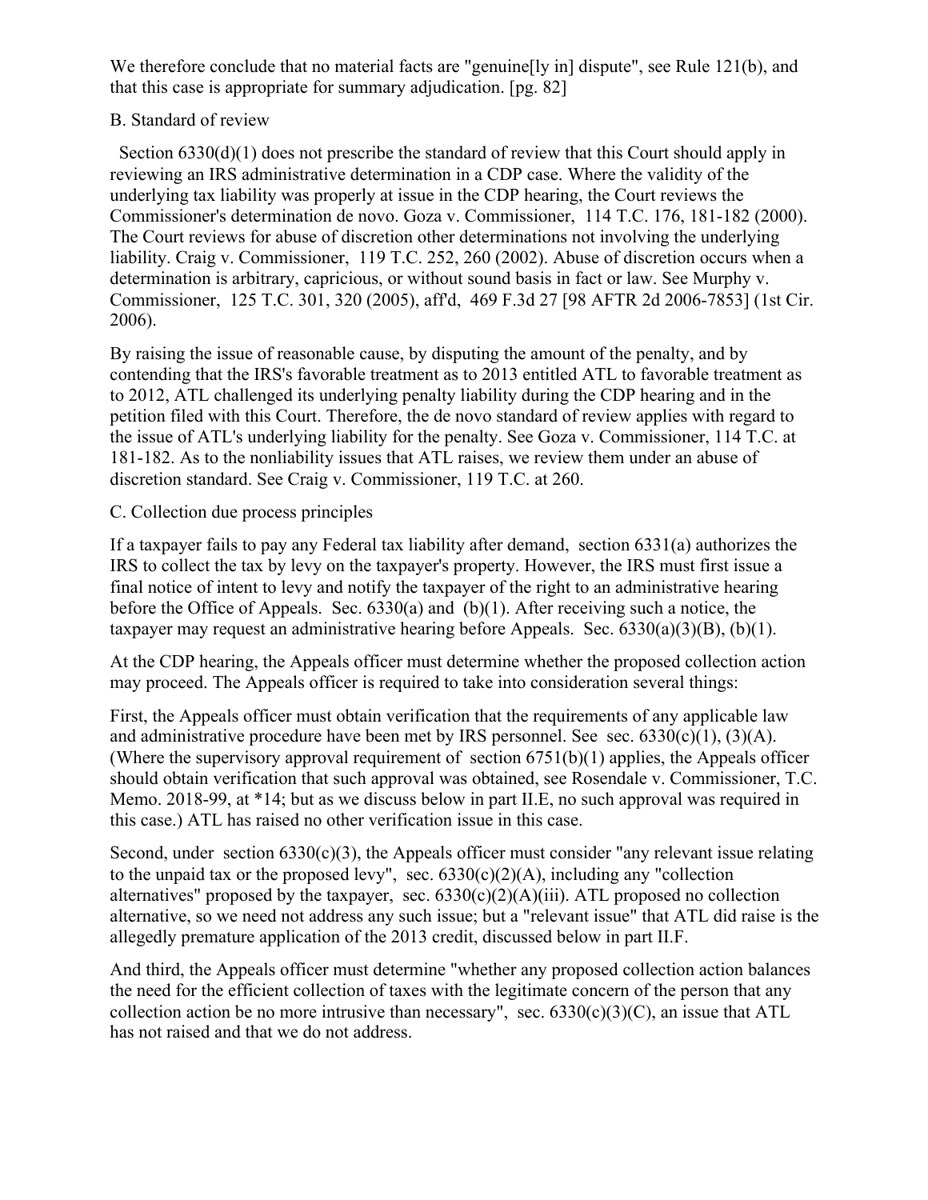We therefore conclude that no material facts are "genuine[ly in] dispute", see Rule 121(b), and that this case is appropriate for summary adjudication. [pg. 82]

### B. Standard of review

Section 6330(d)(1) does not prescribe the standard of review that this Court should apply in reviewing an IRS administrative determination in a CDP case. Where the validity of the underlying tax liability was properly at issue in the CDP hearing, the Court reviews the Commissioner's determination de novo. Goza v. Commissioner, 114 T.C. 176, 181-182 (2000). The Court reviews for abuse of discretion other determinations not involving the underlying liability. Craig v. Commissioner, 119 T.C. 252, 260 (2002). Abuse of discretion occurs when a determination is arbitrary, capricious, or without sound basis in fact or law. See Murphy v. Commissioner, 125 T.C. 301, 320 (2005), aff'd, 469 F.3d 27 [98 AFTR 2d 2006-7853] (1st Cir. 2006).

By raising the issue of reasonable cause, by disputing the amount of the penalty, and by contending that the IRS's favorable treatment as to 2013 entitled ATL to favorable treatment as to 2012, ATL challenged its underlying penalty liability during the CDP hearing and in the petition filed with this Court. Therefore, the de novo standard of review applies with regard to the issue of ATL's underlying liability for the penalty. See Goza v. Commissioner, 114 T.C. at 181-182. As to the nonliability issues that ATL raises, we review them under an abuse of discretion standard. See Craig v. Commissioner, 119 T.C. at 260.

### C. Collection due process principles

If a taxpayer fails to pay any Federal tax liability after demand, section 6331(a) authorizes the IRS to collect the tax by levy on the taxpayer's property. However, the IRS must first issue a final notice of intent to levy and notify the taxpayer of the right to an administrative hearing before the Office of Appeals. Sec. 6330(a) and (b)(1). After receiving such a notice, the taxpayer may request an administrative hearing before Appeals. Sec. 6330(a)(3)(B), (b)(1).

At the CDP hearing, the Appeals officer must determine whether the proposed collection action may proceed. The Appeals officer is required to take into consideration several things:

First, the Appeals officer must obtain verification that the requirements of any applicable law and administrative procedure have been met by IRS personnel. See sec. 6330(c)(1), (3)(A). (Where the supervisory approval requirement of section 6751(b)(1) applies, the Appeals officer should obtain verification that such approval was obtained, see Rosendale v. Commissioner, T.C. Memo. 2018-99, at *14; but as we discuss below in part II.E, no such approval was required in this case.) ATL has raised no other verification issue in this case.

Second, under section 6330(c)(3), the Appeals officer must consider "any relevant issue relating to the unpaid tax or the proposed levy", sec. 6330(c)(2)(A), including any "collection alternatives" proposed by the taxpayer, sec. 6330(c)(2)(A)(iii). ATL proposed no collection alternative, so we need not address any such issue; but a "relevant issue" that ATL did raise is the allegedly premature application of the 2013 credit, discussed below in part II.F.

And third, the Appeals officer must determine "whether any proposed collection action balances the need for the efficient collection of taxes with the legitimate concern of the person that any collection action be no more intrusive than necessary", sec. 6330(c)(3)(C), an issue that ATL has not raised and that we do not address.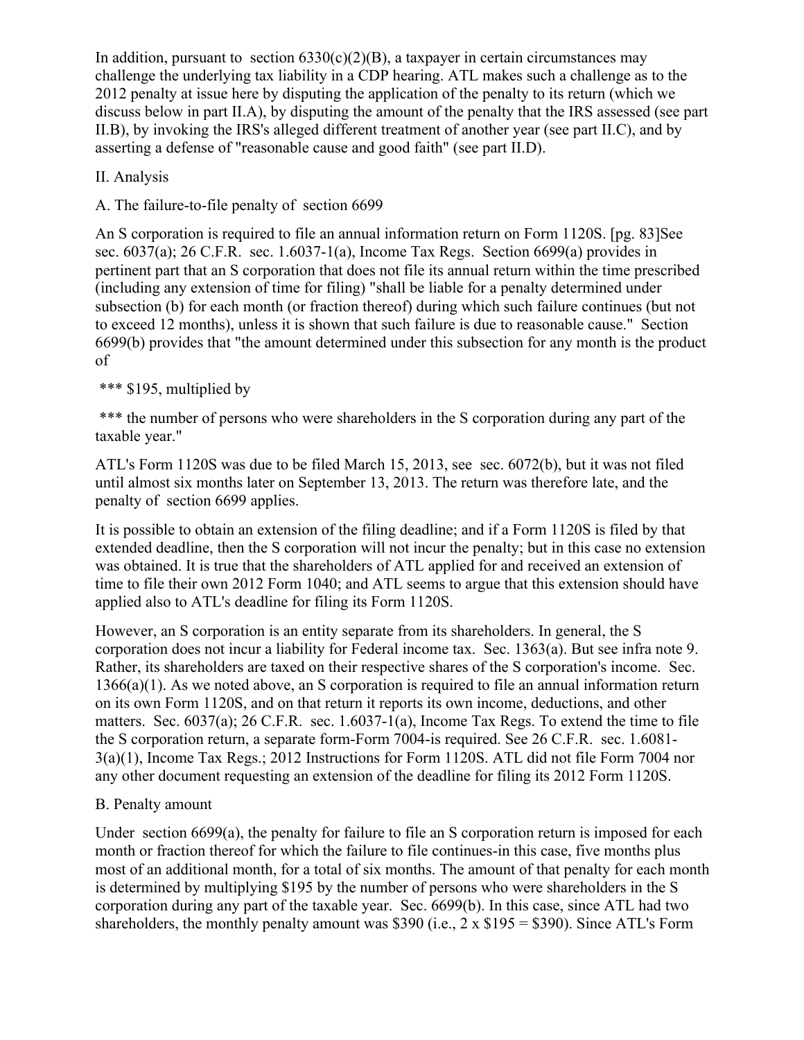In addition, pursuant to section 6330(c)(2)(B), a taxpayer in certain circumstances may challenge the underlying tax liability in a CDP hearing. ATL makes such a challenge as to the 2012 penalty at issue here by disputing the application of the penalty to its return (which we discuss below in part II.A), by disputing the amount of the penalty that the IRS assessed (see part II.B), by invoking the IRS's alleged different treatment of another year (see part II.C), and by asserting a defense of "reasonable cause and good faith" (see part II.D).

## II. Analysis

### A. The failure-to-file penalty of section 6699

An S corporation is required to file an annual information return on Form 1120S. [pg. 83]See sec. 6037(a); 26 C.F.R. sec. 1.6037-1(a), Income Tax Regs. Section 6699(a) provides in pertinent part that an S corporation that does not file its annual return within the time prescribed (including any extension of time for filing) "shall be liable for a penalty determined under subsection (b) for each month (or fraction thereof) during which such failure continues (but not to exceed 12 months), unless it is shown that such failure is due to reasonable cause." Section 6699(b) provides that "the amount determined under this subsection for any month is the product of

*** $195, multiplied by

*** the number of persons who were shareholders in the S corporation during any part of the taxable year."

ATL's Form 1120S was due to be filed March 15, 2013, see sec. 6072(b), but it was not filed until almost six months later on September 13, 2013. The return was therefore late, and the penalty of section 6699 applies.

It is possible to obtain an extension of the filing deadline; and if a Form 1120S is filed by that extended deadline, then the S corporation will not incur the penalty; but in this case no extension was obtained. It is true that the shareholders of ATL applied for and received an extension of time to file their own 2012 Form 1040; and ATL seems to argue that this extension should have applied also to ATL's deadline for filing its Form 1120S.

However, an S corporation is an entity separate from its shareholders. In general, the S corporation does not incur a liability for Federal income tax. Sec. 1363(a). But see infra note 9. Rather, its shareholders are taxed on their respective shares of the S corporation's income. Sec. 1366(a)(1). As we noted above, an S corporation is required to file an annual information return on its own Form 1120S, and on that return it reports its own income, deductions, and other matters. Sec. 6037(a); 26 C.F.R. sec. 1.6037-1(a), Income Tax Regs. To extend the time to file the S corporation return, a separate form-Form 7004-is required. See 26 C.F.R. sec. 1.6081-3(a)(1), Income Tax Regs.; 2012 Instructions for Form 1120S. ATL did not file Form 7004 nor any other document requesting an extension of the deadline for filing its 2012 Form 1120S.

### B. Penalty amount

Under section 6699(a), the penalty for failure to file an S corporation return is imposed for each month or fraction thereof for which the failure to file continues-in this case, five months plus most of an additional month, for a total of six months. The amount of that penalty for each month is determined by multiplying $195 by the number of persons who were shareholders in the S corporation during any part of the taxable year. Sec. 6699(b). In this case, since ATL had two shareholders, the monthly penalty amount was $390 (i.e., 2 x $195 = $390). Since ATL's Form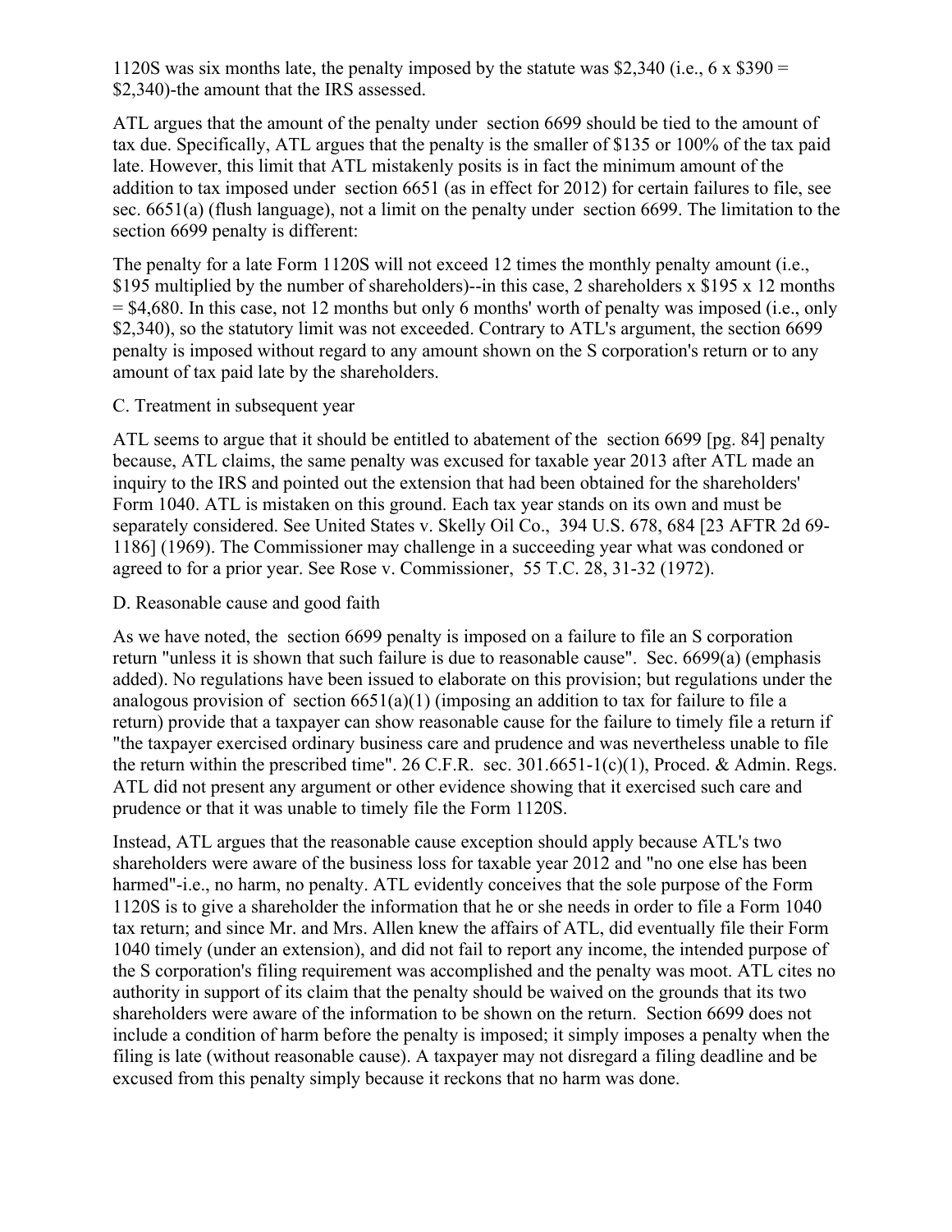1120S was six months late, the penalty imposed by the statute was $2,340 (i.e., 6 x $390 = $2,340)-the amount that the IRS assessed.

ATL argues that the amount of the penalty under section 6699 should be tied to the amount of tax due. Specifically, ATL argues that the penalty is the smaller of $135 or 100% of the tax paid late. However, this limit that ATL mistakenly posits is in fact the minimum amount of the addition to tax imposed under section 6651 (as in effect for 2012) for certain failures to file, see sec. 6651(a) (flush language), not a limit on the penalty under section 6699. The limitation to the section 6699 penalty is different:

The penalty for a late Form 1120S will not exceed 12 times the monthly penalty amount (i.e., $195 multiplied by the number of shareholders)--in this case, 2 shareholders x $195 x 12 months = $4,680. In this case, not 12 months but only 6 months' worth of penalty was imposed (i.e., only $2,340), so the statutory limit was not exceeded. Contrary to ATL's argument, the section 6699 penalty is imposed without regard to any amount shown on the S corporation's return or to any amount of tax paid late by the shareholders.

C. Treatment in subsequent year

ATL seems to argue that it should be entitled to abatement of the section 6699 [pg. 84] penalty because, ATL claims, the same penalty was excused for taxable year 2013 after ATL made an inquiry to the IRS and pointed out the extension that had been obtained for the shareholders' Form 1040. ATL is mistaken on this ground. Each tax year stands on its own and must be separately considered. See United States v. Skelly Oil Co., 394 U.S. 678, 684 [23 AFTR 2d 69-1186] (1969). The Commissioner may challenge in a succeeding year what was condoned or agreed to for a prior year. See Rose v. Commissioner, 55 T.C. 28, 31-32 (1972).

D. Reasonable cause and good faith

As we have noted, the section 6699 penalty is imposed on a failure to file an S corporation return "unless it is shown that such failure is due to reasonable cause". Sec. 6699(a) (emphasis added). No regulations have been issued to elaborate on this provision; but regulations under the analogous provision of section 6651(a)(1) (imposing an addition to tax for failure to file a return) provide that a taxpayer can show reasonable cause for the failure to timely file a return if "the taxpayer exercised ordinary business care and prudence and was nevertheless unable to file the return within the prescribed time". 26 C.F.R. sec. 301.6651-1(c)(1), Proced. & Admin. Regs. ATL did not present any argument or other evidence showing that it exercised such care and prudence or that it was unable to timely file the Form 1120S.

Instead, ATL argues that the reasonable cause exception should apply because ATL's two shareholders were aware of the business loss for taxable year 2012 and "no one else has been harmed"-i.e., no harm, no penalty. ATL evidently conceives that the sole purpose of the Form 1120S is to give a shareholder the information that he or she needs in order to file a Form 1040 tax return; and since Mr. and Mrs. Allen knew the affairs of ATL, did eventually file their Form 1040 timely (under an extension), and did not fail to report any income, the intended purpose of the S corporation's filing requirement was accomplished and the penalty was moot. ATL cites no authority in support of its claim that the penalty should be waived on the grounds that its two shareholders were aware of the information to be shown on the return. Section 6699 does not include a condition of harm before the penalty is imposed; it simply imposes a penalty when the filing is late (without reasonable cause). A taxpayer may not disregard a filing deadline and be excused from this penalty simply because it reckons that no harm was done.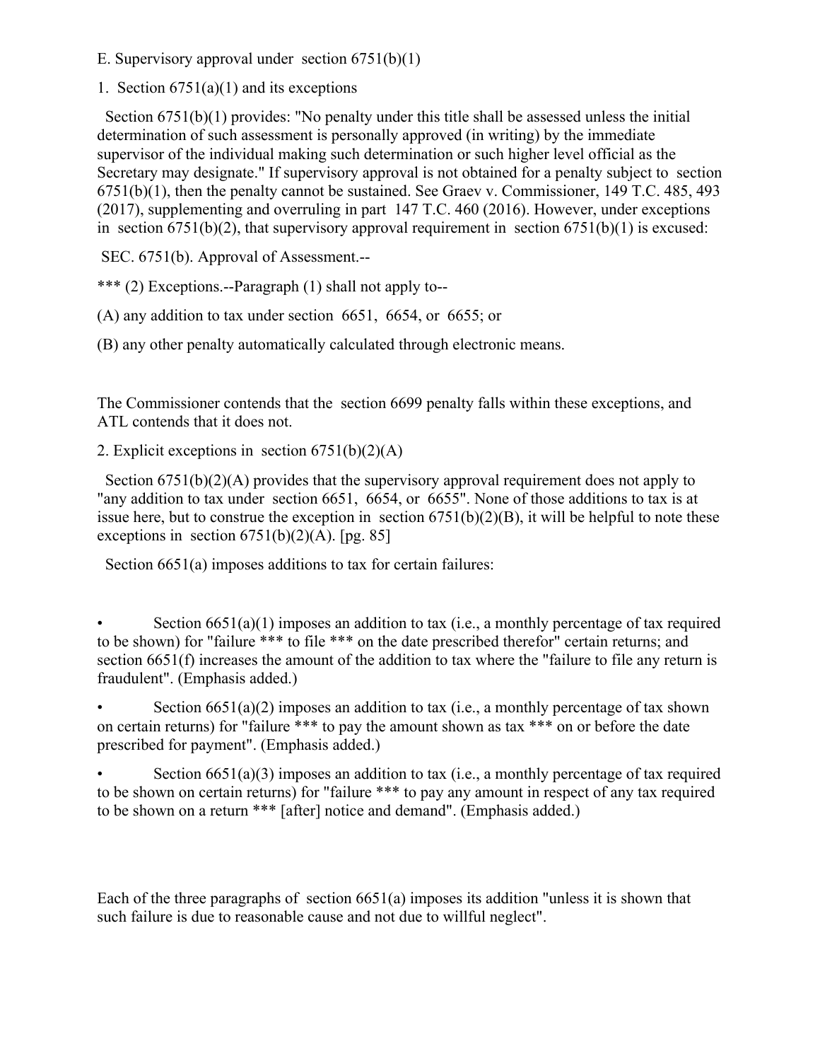E. Supervisory approval under section 6751(b)(1)

1. Section 6751(a)(1) and its exceptions

Section 6751(b)(1) provides: "No penalty under this title shall be assessed unless the initial determination of such assessment is personally approved (in writing) by the immediate supervisor of the individual making such determination or such higher level official as the Secretary may designate." If supervisory approval is not obtained for a penalty subject to section 6751(b)(1), then the penalty cannot be sustained. See Graev v. Commissioner, 149 T.C. 485, 493 (2017), supplementing and overruling in part 147 T.C. 460 (2016). However, under exceptions in section 6751(b)(2), that supervisory approval requirement in section 6751(b)(1) is excused:

SEC. 6751(b). Approval of Assessment.--

*** (2) Exceptions.--Paragraph (1) shall not apply to--

(A) any addition to tax under section 6651, 6654, or 6655; or

(B) any other penalty automatically calculated through electronic means.

The Commissioner contends that the section 6699 penalty falls within these exceptions, and ATL contends that it does not.

2. Explicit exceptions in section 6751(b)(2)(A)

Section 6751(b)(2)(A) provides that the supervisory approval requirement does not apply to "any addition to tax under section 6651, 6654, or 6655". None of those additions to tax is at issue here, but to construe the exception in section 6751(b)(2)(B), it will be helpful to note these exceptions in section 6751(b)(2)(A). [pg. 85]

Section 6651(a) imposes additions to tax for certain failures:

- Section 6651(a)(1) imposes an addition to tax (i.e., a monthly percentage of tax required to be shown) for "failure *** to file *** on the date prescribed therefor" certain returns; and section 6651(f) increases the amount of the addition to tax where the "failure to file any return is fraudulent". (Emphasis added.)
- Section 6651(a)(2) imposes an addition to tax (i.e., a monthly percentage of tax shown on certain returns) for "failure *** to pay the amount shown as tax *** on or before the date prescribed for payment". (Emphasis added.)
- Section 6651(a)(3) imposes an addition to tax (i.e., a monthly percentage of tax required to be shown on certain returns) for "failure *** to pay any amount in respect of any tax required to be shown on a return *** [after] notice and demand". (Emphasis added.)

Each of the three paragraphs of section 6651(a) imposes its addition "unless it is shown that such failure is due to reasonable cause and not due to willful neglect".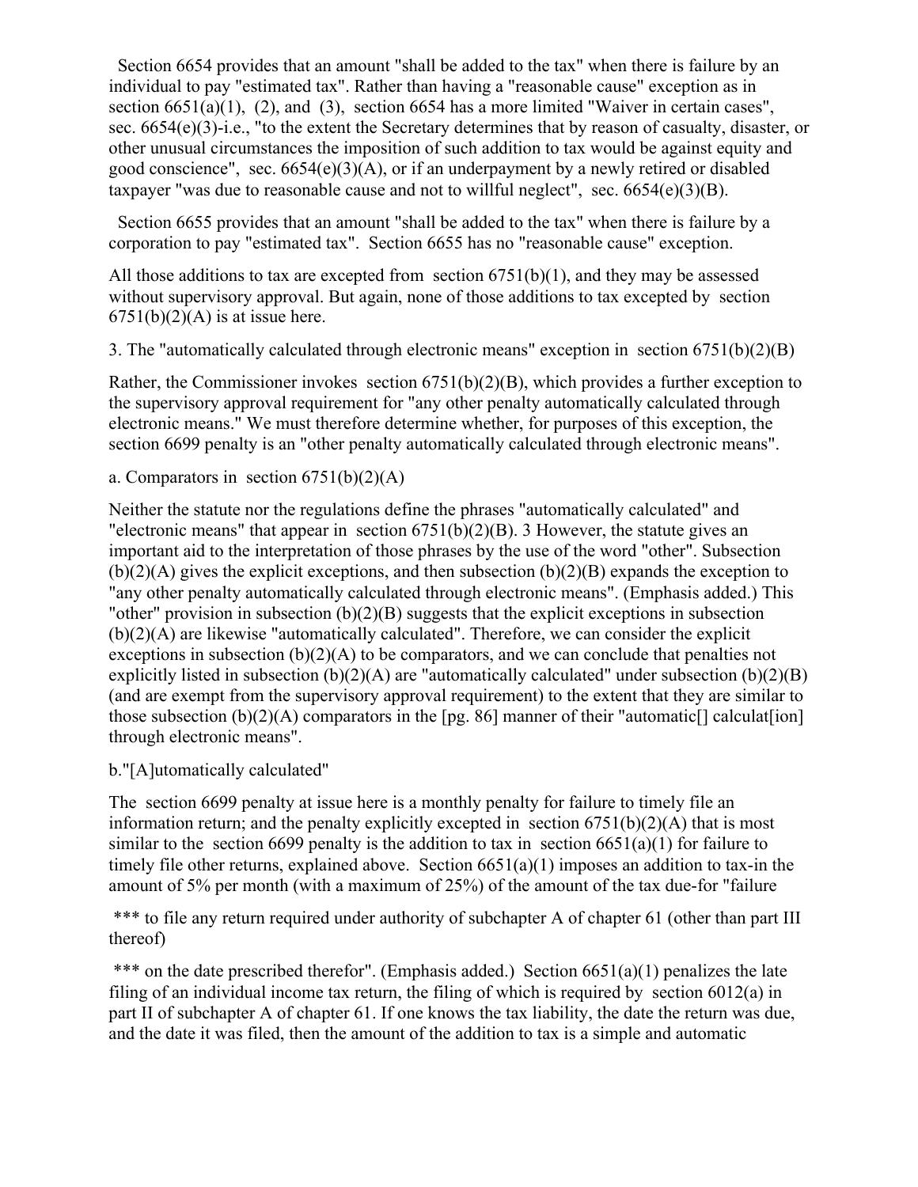Section 6654 provides that an amount "shall be added to the tax" when there is failure by an individual to pay "estimated tax". Rather than having a "reasonable cause" exception as in section 6651(a)(1), (2), and (3), section 6654 has a more limited "Waiver in certain cases", sec. 6654(e)(3)-i.e., "to the extent the Secretary determines that by reason of casualty, disaster, or other unusual circumstances the imposition of such addition to tax would be against equity and good conscience", sec. 6654(e)(3)(A), or if an underpayment by a newly retired or disabled taxpayer "was due to reasonable cause and not to willful neglect", sec. 6654(e)(3)(B).

Section 6655 provides that an amount "shall be added to the tax" when there is failure by a corporation to pay "estimated tax". Section 6655 has no "reasonable cause" exception.

All those additions to tax are excepted from section 6751(b)(1), and they may be assessed without supervisory approval. But again, none of those additions to tax excepted by section 6751(b)(2)(A) is at issue here.

3. The "automatically calculated through electronic means" exception in section 6751(b)(2)(B)

Rather, the Commissioner invokes section 6751(b)(2)(B), which provides a further exception to the supervisory approval requirement for "any other penalty automatically calculated through electronic means." We must therefore determine whether, for purposes of this exception, the section 6699 penalty is an "other penalty automatically calculated through electronic means".

a. Comparators in section 6751(b)(2)(A)

Neither the statute nor the regulations define the phrases "automatically calculated" and "electronic means" that appear in section 6751(b)(2)(B). 3 However, the statute gives an important aid to the interpretation of those phrases by the use of the word "other". Subsection (b)(2)(A) gives the explicit exceptions, and then subsection (b)(2)(B) expands the exception to "any other penalty automatically calculated through electronic means". (Emphasis added.) This "other" provision in subsection (b)(2)(B) suggests that the explicit exceptions in subsection (b)(2)(A) are likewise "automatically calculated". Therefore, we can consider the explicit exceptions in subsection (b)(2)(A) to be comparators, and we can conclude that penalties not explicitly listed in subsection (b)(2)(A) are "automatically calculated" under subsection (b)(2)(B) (and are exempt from the supervisory approval requirement) to the extent that they are similar to those subsection (b)(2)(A) comparators in the [pg. 86] manner of their "automatic[] calculat[ion] through electronic means".

b."[A]utomatically calculated"

The section 6699 penalty at issue here is a monthly penalty for failure to timely file an information return; and the penalty explicitly excepted in section 6751(b)(2)(A) that is most similar to the section 6699 penalty is the addition to tax in section 6651(a)(1) for failure to timely file other returns, explained above. Section 6651(a)(1) imposes an addition to tax-in the amount of 5% per month (with a maximum of 25%) of the amount of the tax due-for "failure

*** to file any return required under authority of subchapter A of chapter 61 (other than part III thereof)

*** on the date prescribed therefor". (Emphasis added.) Section 6651(a)(1) penalizes the late filing of an individual income tax return, the filing of which is required by section 6012(a) in part II of subchapter A of chapter 61. If one knows the tax liability, the date the return was due, and the date it was filed, then the amount of the addition to tax is a simple and automatic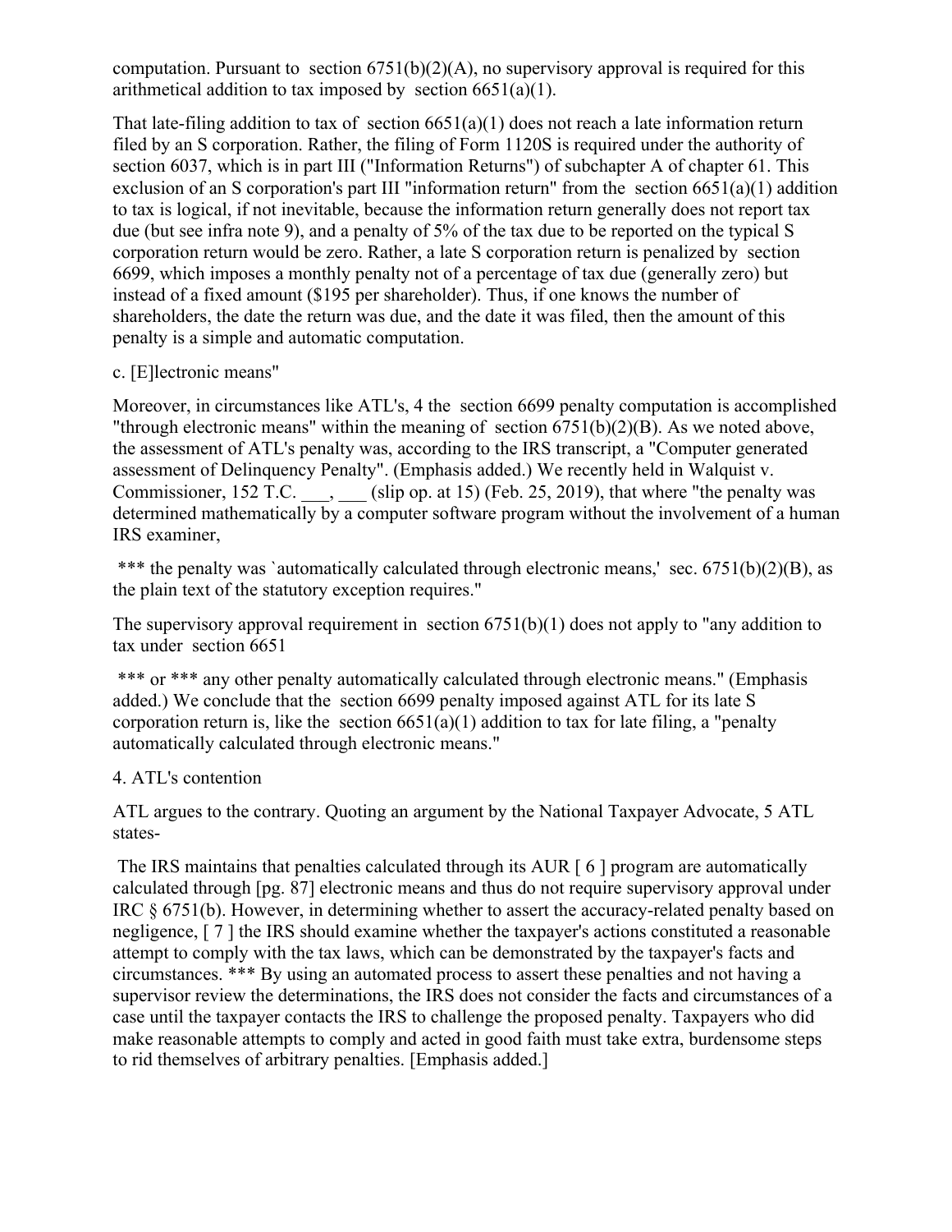computation. Pursuant to section 6751(b)(2)(A), no supervisory approval is required for this arithmetical addition to tax imposed by section 6651(a)(1).

That late-filing addition to tax of section 6651(a)(1) does not reach a late information return filed by an S corporation. Rather, the filing of Form 1120S is required under the authority of section 6037, which is in part III ("Information Returns") of subchapter A of chapter 61. This exclusion of an S corporation's part III "information return" from the section 6651(a)(1) addition to tax is logical, if not inevitable, because the information return generally does not report tax due (but see infra note 9), and a penalty of 5% of the tax due to be reported on the typical S corporation return would be zero. Rather, a late S corporation return is penalized by section 6699, which imposes a monthly penalty not of a percentage of tax due (generally zero) but instead of a fixed amount ($195 per shareholder). Thus, if one knows the number of shareholders, the date the return was due, and the date it was filed, then the amount of this penalty is a simple and automatic computation.

c. [E]lectronic means"

Moreover, in circumstances like ATL's, 4 the section 6699 penalty computation is accomplished "through electronic means" within the meaning of section 6751(b)(2)(B). As we noted above, the assessment of ATL's penalty was, according to the IRS transcript, a "Computer generated assessment of Delinquency Penalty". (Emphasis added.) We recently held in Walquist v. Commissioner, 152 T.C. ___, ___ (slip op. at 15) (Feb. 25, 2019), that where "the penalty was determined mathematically by a computer software program without the involvement of a human IRS examiner,

*** the penalty was `automatically calculated through electronic means,' sec. 6751(b)(2)(B), as the plain text of the statutory exception requires."

The supervisory approval requirement in section 6751(b)(1) does not apply to "any addition to tax under section 6651

*** or *** any other penalty automatically calculated through electronic means." (Emphasis added.) We conclude that the section 6699 penalty imposed against ATL for its late S corporation return is, like the section 6651(a)(1) addition to tax for late filing, a "penalty automatically calculated through electronic means."

4. ATL's contention

ATL argues to the contrary. Quoting an argument by the National Taxpayer Advocate, 5 ATL states-

The IRS maintains that penalties calculated through its AUR [ 6 ] program are automatically calculated through [pg. 87] electronic means and thus do not require supervisory approval under IRC § 6751(b). However, in determining whether to assert the accuracy-related penalty based on negligence, [ 7 ] the IRS should examine whether the taxpayer's actions constituted a reasonable attempt to comply with the tax laws, which can be demonstrated by the taxpayer's facts and circumstances. *** By using an automated process to assert these penalties and not having a supervisor review the determinations, the IRS does not consider the facts and circumstances of a case until the taxpayer contacts the IRS to challenge the proposed penalty. Taxpayers who did make reasonable attempts to comply and acted in good faith must take extra, burdensome steps to rid themselves of arbitrary penalties. [Emphasis added.]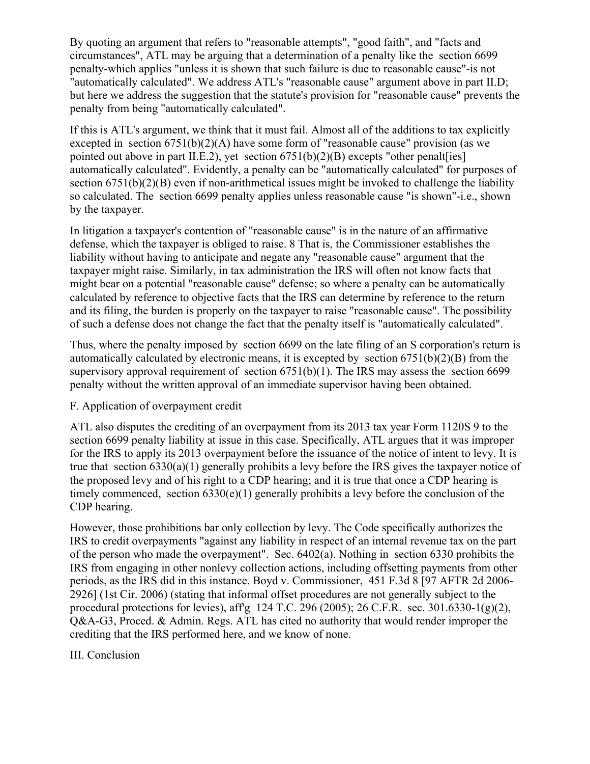By quoting an argument that refers to "reasonable attempts", "good faith", and "facts and circumstances", ATL may be arguing that a determination of a penalty like the section 6699 penalty-which applies "unless it is shown that such failure is due to reasonable cause"-is not "automatically calculated". We address ATL's "reasonable cause" argument above in part II.D; but here we address the suggestion that the statute's provision for "reasonable cause" prevents the penalty from being "automatically calculated".

If this is ATL's argument, we think that it must fail. Almost all of the additions to tax explicitly excepted in section 6751(b)(2)(A) have some form of "reasonable cause" provision (as we pointed out above in part II.E.2), yet section 6751(b)(2)(B) excepts "other penalt[ies] automatically calculated". Evidently, a penalty can be "automatically calculated" for purposes of section 6751(b)(2)(B) even if non-arithmetical issues might be invoked to challenge the liability so calculated. The section 6699 penalty applies unless reasonable cause "is shown"-i.e., shown by the taxpayer.

In litigation a taxpayer's contention of "reasonable cause" is in the nature of an affirmative defense, which the taxpayer is obliged to raise. 8 That is, the Commissioner establishes the liability without having to anticipate and negate any "reasonable cause" argument that the taxpayer might raise. Similarly, in tax administration the IRS will often not know facts that might bear on a potential "reasonable cause" defense; so where a penalty can be automatically calculated by reference to objective facts that the IRS can determine by reference to the return and its filing, the burden is properly on the taxpayer to raise "reasonable cause". The possibility of such a defense does not change the fact that the penalty itself is "automatically calculated".

Thus, where the penalty imposed by section 6699 on the late filing of an S corporation's return is automatically calculated by electronic means, it is excepted by section 6751(b)(2)(B) from the supervisory approval requirement of section 6751(b)(1). The IRS may assess the section 6699 penalty without the written approval of an immediate supervisor having been obtained.

F. Application of overpayment credit

ATL also disputes the crediting of an overpayment from its 2013 tax year Form 1120S 9 to the section 6699 penalty liability at issue in this case. Specifically, ATL argues that it was improper for the IRS to apply its 2013 overpayment before the issuance of the notice of intent to levy. It is true that section 6330(a)(1) generally prohibits a levy before the IRS gives the taxpayer notice of the proposed levy and of his right to a CDP hearing; and it is true that once a CDP hearing is timely commenced, section 6330(e)(1) generally prohibits a levy before the conclusion of the CDP hearing.

However, those prohibitions bar only collection by levy. The Code specifically authorizes the IRS to credit overpayments "against any liability in respect of an internal revenue tax on the part of the person who made the overpayment". Sec. 6402(a). Nothing in section 6330 prohibits the IRS from engaging in other nonlevy collection actions, including offsetting payments from other periods, as the IRS did in this instance. Boyd v. Commissioner, 451 F.3d 8 [97 AFTR 2d 2006-2926] (1st Cir. 2006) (stating that informal offset procedures are not generally subject to the procedural protections for levies), aff'g 124 T.C. 296 (2005); 26 C.F.R. sec. 301.6330-1(g)(2), Q&A-G3, Proced. & Admin. Regs. ATL has cited no authority that would render improper the crediting that the IRS performed here, and we know of none.

III. Conclusion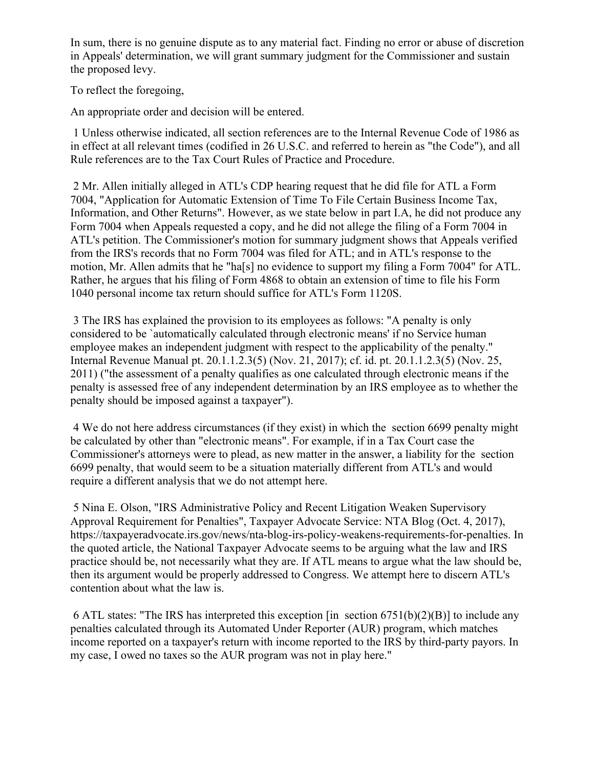In sum, there is no genuine dispute as to any material fact. Finding no error or abuse of discretion in Appeals' determination, we will grant summary judgment for the Commissioner and sustain the proposed levy.

To reflect the foregoing,

An appropriate order and decision will be entered.

1 Unless otherwise indicated, all section references are to the Internal Revenue Code of 1986 as in effect at all relevant times (codified in 26 U.S.C. and referred to herein as "the Code"), and all Rule references are to the Tax Court Rules of Practice and Procedure.

2 Mr. Allen initially alleged in ATL's CDP hearing request that he did file for ATL a Form 7004, "Application for Automatic Extension of Time To File Certain Business Income Tax, Information, and Other Returns". However, as we state below in part I.A, he did not produce any Form 7004 when Appeals requested a copy, and he did not allege the filing of a Form 7004 in ATL's petition. The Commissioner's motion for summary judgment shows that Appeals verified from the IRS's records that no Form 7004 was filed for ATL; and in ATL's response to the motion, Mr. Allen admits that he "ha[s] no evidence to support my filing a Form 7004" for ATL. Rather, he argues that his filing of Form 4868 to obtain an extension of time to file his Form 1040 personal income tax return should suffice for ATL's Form 1120S.

3 The IRS has explained the provision to its employees as follows: "A penalty is only considered to be `automatically calculated through electronic means' if no Service human employee makes an independent judgment with respect to the applicability of the penalty." Internal Revenue Manual pt. 20.1.1.2.3(5) (Nov. 21, 2017); cf. id. pt. 20.1.1.2.3(5) (Nov. 25, 2011) ("the assessment of a penalty qualifies as one calculated through electronic means if the penalty is assessed free of any independent determination by an IRS employee as to whether the penalty should be imposed against a taxpayer").

4 We do not here address circumstances (if they exist) in which the section 6699 penalty might be calculated by other than "electronic means". For example, if in a Tax Court case the Commissioner's attorneys were to plead, as new matter in the answer, a liability for the section 6699 penalty, that would seem to be a situation materially different from ATL's and would require a different analysis that we do not attempt here.

5 Nina E. Olson, "IRS Administrative Policy and Recent Litigation Weaken Supervisory Approval Requirement for Penalties", Taxpayer Advocate Service: NTA Blog (Oct. 4, 2017), https://taxpayeradvocate.irs.gov/news/nta-blog-irs-policy-weakens-requirements-for-penalties. In the quoted article, the National Taxpayer Advocate seems to be arguing what the law and IRS practice should be, not necessarily what they are. If ATL means to argue what the law should be, then its argument would be properly addressed to Congress. We attempt here to discern ATL's contention about what the law is.

6 ATL states: "The IRS has interpreted this exception [in section 6751(b)(2)(B)] to include any penalties calculated through its Automated Under Reporter (AUR) program, which matches income reported on a taxpayer's return with income reported to the IRS by third-party payors. In my case, I owed no taxes so the AUR program was not in play here."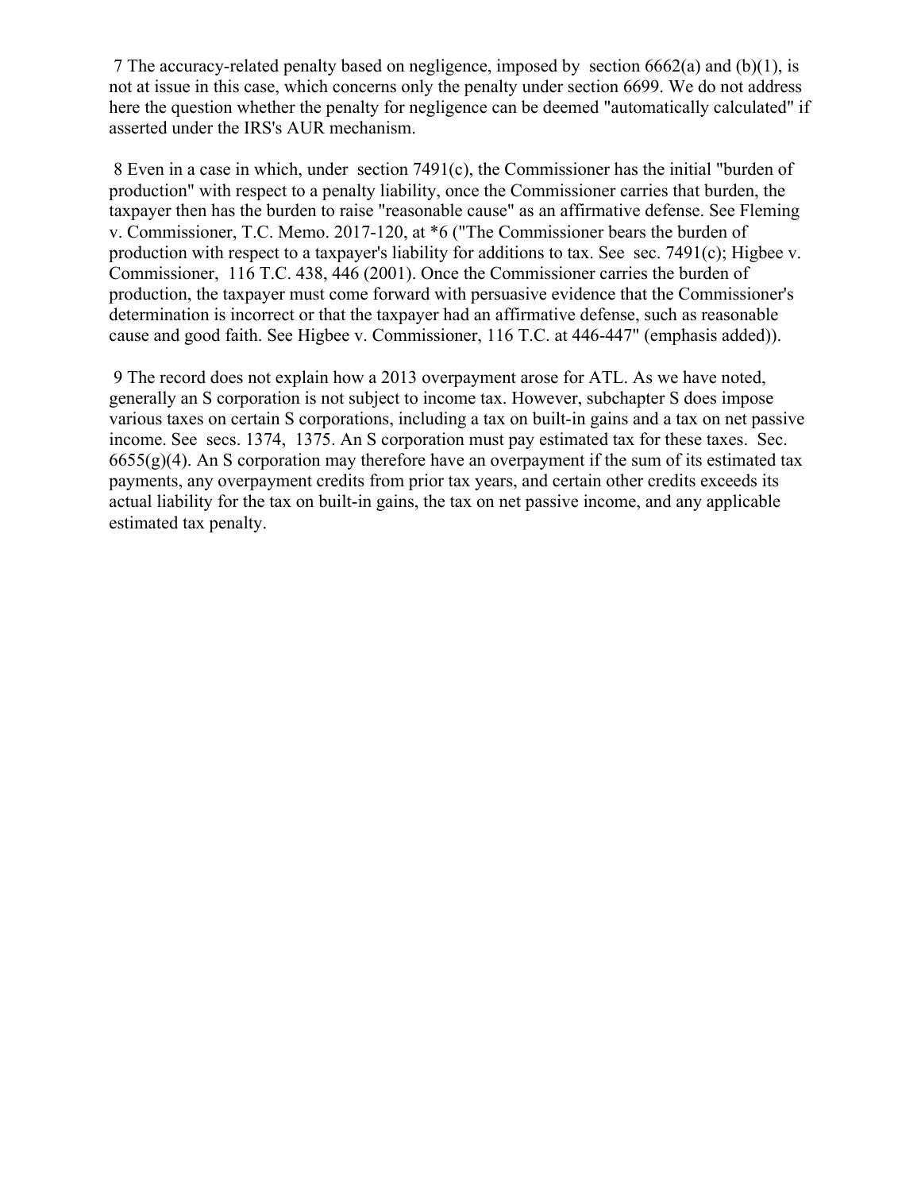7 The accuracy-related penalty based on negligence, imposed by section 6662(a) and (b)(1), is not at issue in this case, which concerns only the penalty under section 6699. We do not address here the question whether the penalty for negligence can be deemed "automatically calculated" if asserted under the IRS's AUR mechanism.

8 Even in a case in which, under section 7491(c), the Commissioner has the initial "burden of production" with respect to a penalty liability, once the Commissioner carries that burden, the taxpayer then has the burden to raise "reasonable cause" as an affirmative defense. See Fleming v. Commissioner, T.C. Memo. 2017-120, at *6 ("The Commissioner bears the burden of production with respect to a taxpayer's liability for additions to tax. See sec. 7491(c); Higbee v. Commissioner, 116 T.C. 438, 446 (2001). Once the Commissioner carries the burden of production, the taxpayer must come forward with persuasive evidence that the Commissioner's determination is incorrect or that the taxpayer had an affirmative defense, such as reasonable cause and good faith. See Higbee v. Commissioner, 116 T.C. at 446-447" (emphasis added)).

9 The record does not explain how a 2013 overpayment arose for ATL. As we have noted, generally an S corporation is not subject to income tax. However, subchapter S does impose various taxes on certain S corporations, including a tax on built-in gains and a tax on net passive income. See secs. 1374, 1375. An S corporation must pay estimated tax for these taxes. Sec. 6655(g)(4). An S corporation may therefore have an overpayment if the sum of its estimated tax payments, any overpayment credits from prior tax years, and certain other credits exceeds its actual liability for the tax on built-in gains, the tax on net passive income, and any applicable estimated tax penalty.